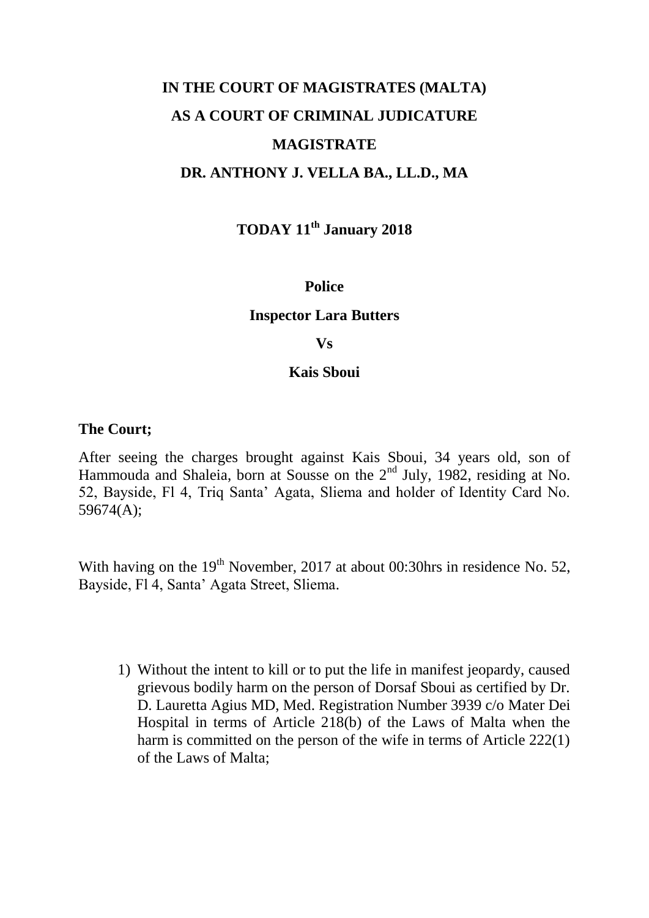**IN THE COURT OF MAGISTRATES (MALTA)**

**AS A COURT OF CRIMINAL JUDICATURE**

**MAGISTRATE**

**DR. ANTHONY J. VELLA BA., LL.D., MA**

**TODAY 11th January 2018**

**Police**

**Inspector Lara Butters**

**Vs**

**Kais Sboui**

**The Court;**

After seeing the charges brought against Kais Sboui, 34 years old, son of Hammouda and Shaleia, born at Sousse on the 2nd July, 1982, residing at No. 52, Bayside, Fl 4, Triq Santa' Agata, Sliema and holder of Identity Card No. 59674(A);

With having on the 19th November, 2017 at about 00:30hrs in residence No. 52, Bayside, Fl 4, Santa' Agata Street, Sliema.

1) Without the intent to kill or to put the life in manifest jeopardy, caused grievous bodily harm on the person of Dorsaf Sboui as certified by Dr. D. Lauretta Agius MD, Med. Registration Number 3939 c/o Mater Dei Hospital in terms of Article 218(b) of the Laws of Malta when the harm is committed on the person of the wife in terms of Article 222(1) of the Laws of Malta;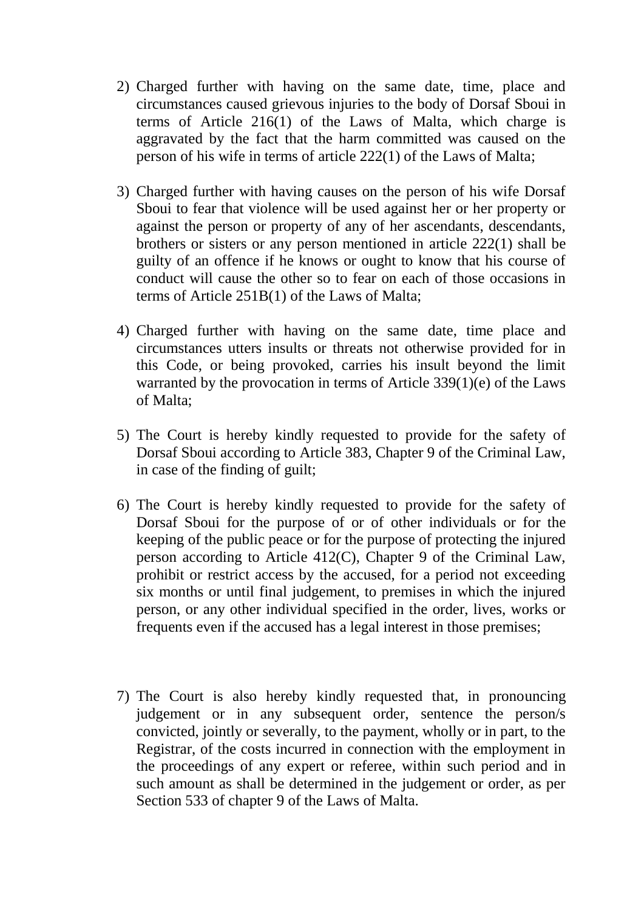2) Charged further with having on the same date, time, place and circumstances caused grievous injuries to the body of Dorsaf Sboui in terms of Article 216(1) of the Laws of Malta, which charge is aggravated by the fact that the harm committed was caused on the person of his wife in terms of article 222(1) of the Laws of Malta;

3) Charged further with having causes on the person of his wife Dorsaf Sboui to fear that violence will be used against her or her property or against the person or property of any of her ascendants, descendants, brothers or sisters or any person mentioned in article 222(1) shall be guilty of an offence if he knows or ought to know that his course of conduct will cause the other so to fear on each of those occasions in terms of Article 251B(1) of the Laws of Malta;

4) Charged further with having on the same date, time place and circumstances utters insults or threats not otherwise provided for in this Code, or being provoked, carries his insult beyond the limit warranted by the provocation in terms of Article 339(1)(e) of the Laws of Malta;

5) The Court is hereby kindly requested to provide for the safety of Dorsaf Sboui according to Article 383, Chapter 9 of the Criminal Law, in case of the finding of guilt;

6) The Court is hereby kindly requested to provide for the safety of Dorsaf Sboui for the purpose of or of other individuals or for the keeping of the public peace or for the purpose of protecting the injured person according to Article 412(C), Chapter 9 of the Criminal Law, prohibit or restrict access by the accused, for a period not exceeding six months or until final judgement, to premises in which the injured person, or any other individual specified in the order, lives, works or frequents even if the accused has a legal interest in those premises;

7) The Court is also hereby kindly requested that, in pronouncing judgement or in any subsequent order, sentence the person/s convicted, jointly or severally, to the payment, wholly or in part, to the Registrar, of the costs incurred in connection with the employment in the proceedings of any expert or referee, within such period and in such amount as shall be determined in the judgement or order, as per Section 533 of chapter 9 of the Laws of Malta.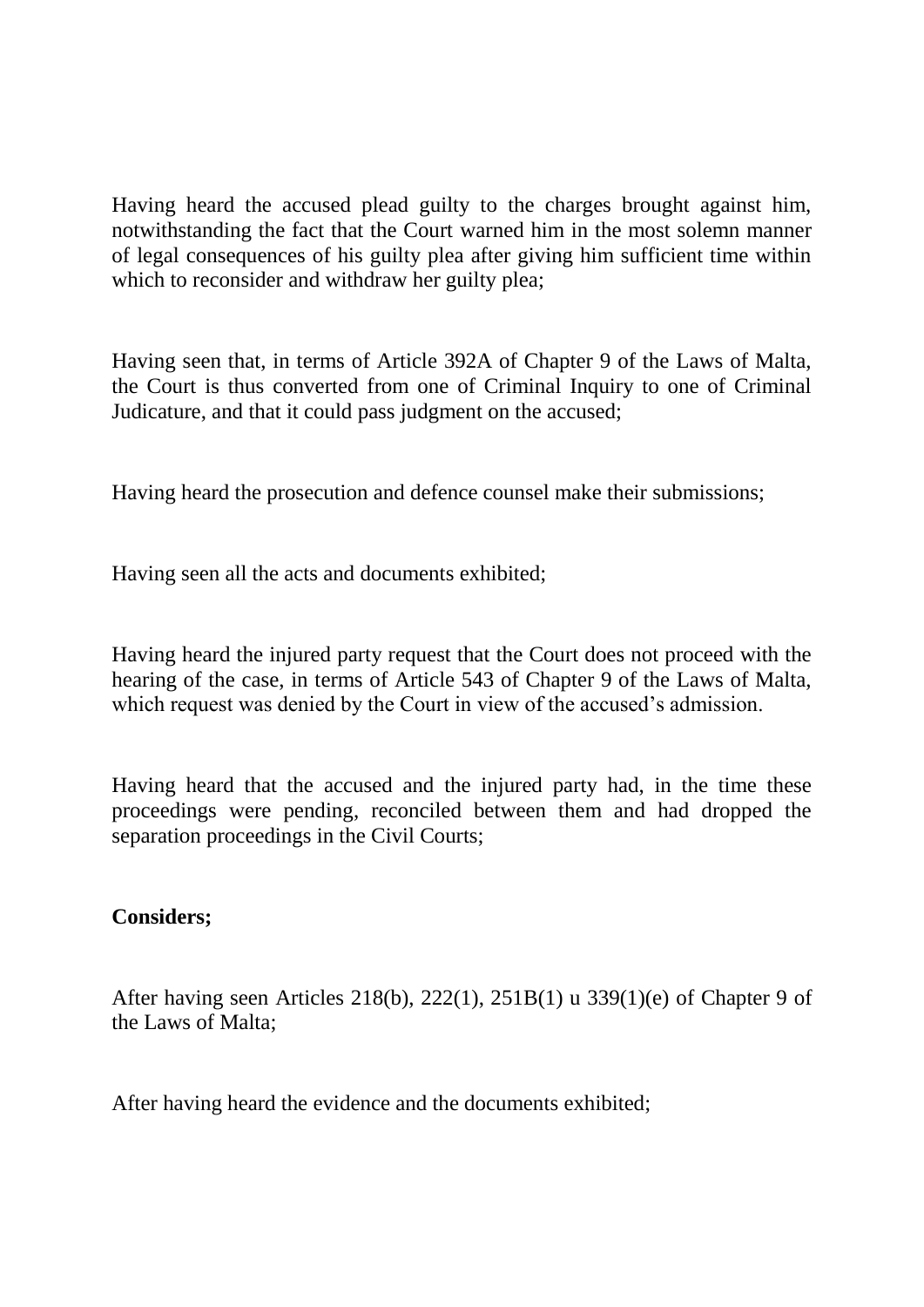Having heard the accused plead guilty to the charges brought against him, notwithstanding the fact that the Court warned him in the most solemn manner of legal consequences of his guilty plea after giving him sufficient time within which to reconsider and withdraw her guilty plea;

Having seen that, in terms of Article 392A of Chapter 9 of the Laws of Malta, the Court is thus converted from one of Criminal Inquiry to one of Criminal Judicature, and that it could pass judgment on the accused;

Having heard the prosecution and defence counsel make their submissions;

Having seen all the acts and documents exhibited;

Having heard the injured party request that the Court does not proceed with the hearing of the case, in terms of Article 543 of Chapter 9 of the Laws of Malta, which request was denied by the Court in view of the accused's admission.

Having heard that the accused and the injured party had, in the time these proceedings were pending, reconciled between them and had dropped the separation proceedings in the Civil Courts;

**Considers;**

After having seen Articles 218(b), 222(1), 251B(1) u 339(1)(e) of Chapter 9 of the Laws of Malta;

After having heard the evidence and the documents exhibited;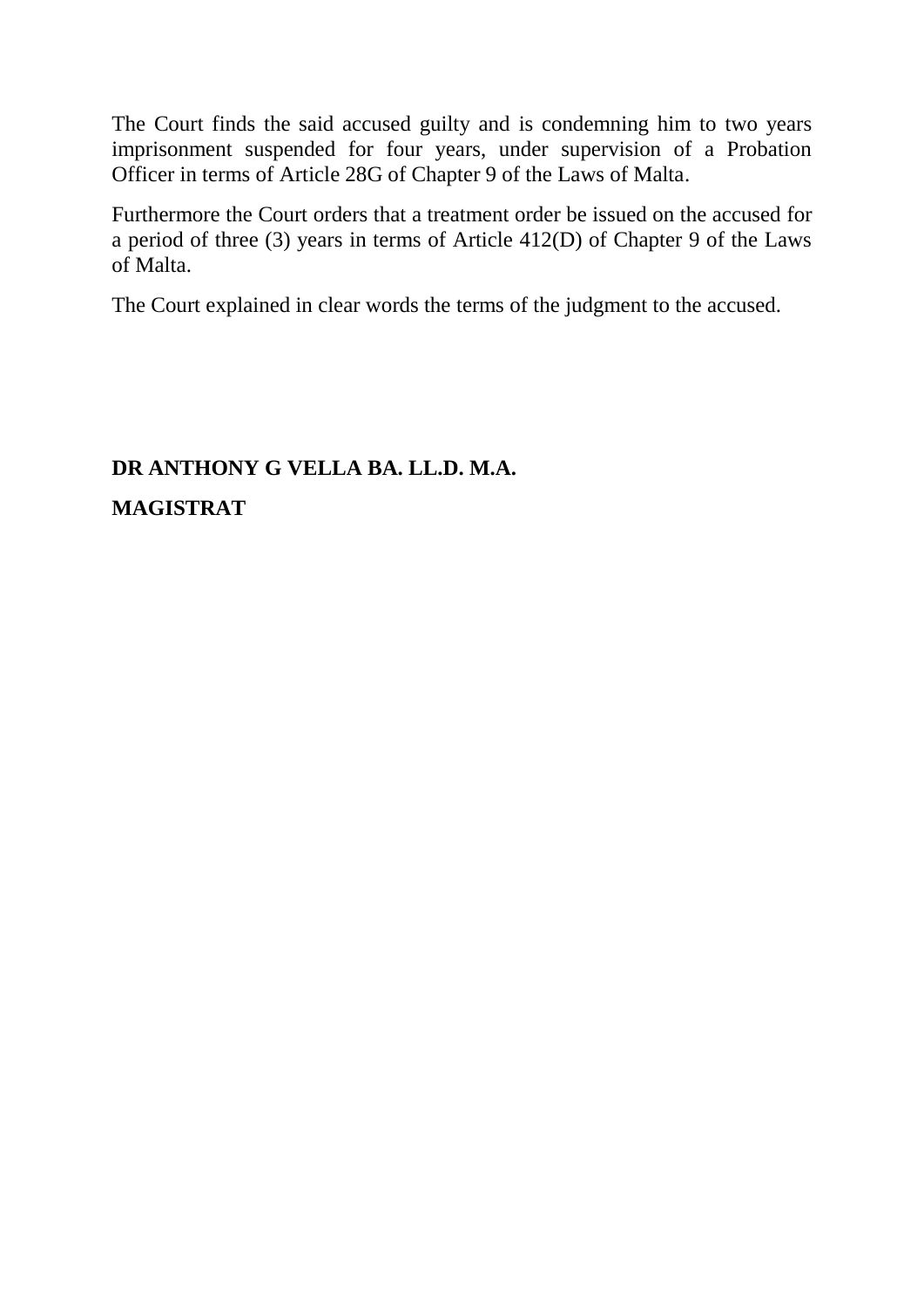The Court finds the said accused guilty and is condemning him to two years imprisonment suspended for four years, under supervision of a Probation Officer in terms of Article 28G of Chapter 9 of the Laws of Malta.

Furthermore the Court orders that a treatment order be issued on the accused for a period of three (3) years in terms of Article 412(D) of Chapter 9 of the Laws of Malta.

The Court explained in clear words the terms of the judgment to the accused.

**DR ANTHONY G VELLA BA. LL.D. M.A.**

**MAGISTRAT**